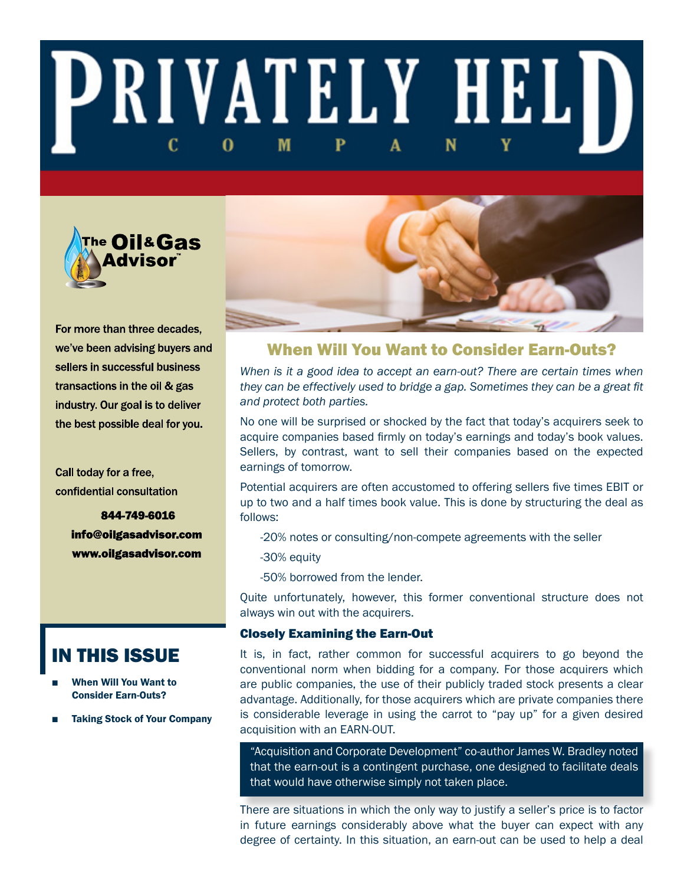# PRIVATELY HELD COMPANY

The Oil & Gas Advisor™

For more than three decades, we've been advising buyers and sellers in successful business transactions in the oil & gas industry. Our goal is to deliver the best possible deal for you.

Call today for a free, confidential consultation

**844-749-6016**
**info@oilgasadvisor.com**
**www.oilgasadvisor.com**

## IN THIS ISSUE

- **When Will You Want to Consider Earn-Outs?**
- ***Taking Stock of Your Company***

## When Will You Want to Consider Earn-Outs?

*When is it a good idea to accept an earn-out? There are certain times when they can be effectively used to bridge a gap. Sometimes they can be a great fit and protect both parties.*

No one will be surprised or shocked by the fact that today's acquirers seek to acquire companies based firmly on today's earnings and today's book values. Sellers, by contrast, want to sell their companies based on the expected earnings of tomorrow.

Potential acquirers are often accustomed to offering sellers five times EBIT or up to two and a half times book value. This is done by structuring the deal as follows:

-20% notes or consulting/non-compete agreements with the seller

-30% equity

-50% borrowed from the lender.

Quite unfortunately, however, this former conventional structure does not always win out with the acquirers.

### Closely Examining the Earn-Out

It is, in fact, rather common for successful acquirers to go beyond the conventional norm when bidding for a company. For those acquirers which are public companies, the use of their publicly traded stock presents a clear advantage. Additionally, for those acquirers which are private companies there is considerable leverage in using the carrot to "pay up" for a given desired acquisition with an EARN-OUT.

> "Acquisition and Corporate Development" co-author James W. Bradley noted that the earn-out is a contingent purchase, one designed to facilitate deals that would have otherwise simply not taken place.

There are situations in which the only way to justify a seller's price is to factor in future earnings considerably above what the buyer can expect with any degree of certainty. In this situation, an earn-out can be used to help a deal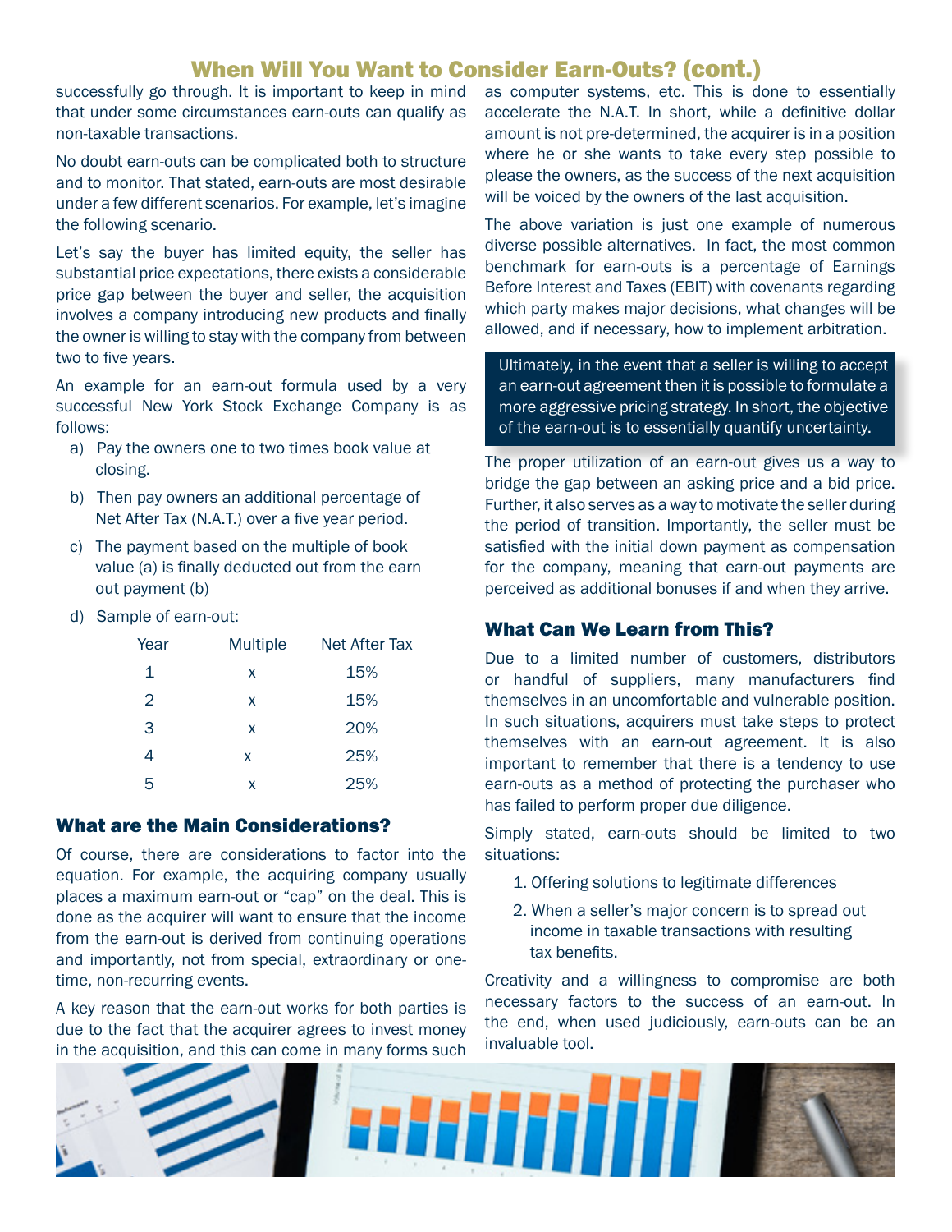## When Will You Want to Consider Earn-Outs? (cont.)

successfully go through. It is important to keep in mind that under some circumstances earn-outs can qualify as non-taxable transactions.

No doubt earn-outs can be complicated both to structure and to monitor. That stated, earn-outs are most desirable under a few different scenarios. For example, let's imagine the following scenario.

Let's say the buyer has limited equity, the seller has substantial price expectations, there exists a considerable price gap between the buyer and seller, the acquisition involves a company introducing new products and finally the owner is willing to stay with the company from between two to five years.

An example for an earn-out formula used by a very successful New York Stock Exchange Company is as follows:

a) Pay the owners one to two times book value at closing.

b) Then pay owners an additional percentage of Net After Tax (N.A.T.) over a five year period.

c) The payment based on the multiple of book value (a) is finally deducted out from the earn out payment (b)

d) Sample of earn-out:

| Year | Multiple | Net After Tax |
|---|---|---|
| 1 | x | 15% |
| 2 | x | 15% |
| 3 | x | 20% |
| 4 | x | 25% |
| 5 | x | 25% |

### What are the Main Considerations?

Of course, there are considerations to factor into the equation. For example, the acquiring company usually places a maximum earn-out or "cap" on the deal. This is done as the acquirer will want to ensure that the income from the earn-out is derived from continuing operations and importantly, not from special, extraordinary or one-time, non-recurring events.

A key reason that the earn-out works for both parties is due to the fact that the acquirer agrees to invest money in the acquisition, and this can come in many forms such as computer systems, etc. This is done to essentially accelerate the N.A.T. In short, while a definitive dollar amount is not pre-determined, the acquirer is in a position where he or she wants to take every step possible to please the owners, as the success of the next acquisition will be voiced by the owners of the last acquisition.

The above variation is just one example of numerous diverse possible alternatives. In fact, the most common benchmark for earn-outs is a percentage of Earnings Before Interest and Taxes (EBIT) with covenants regarding which party makes major decisions, what changes will be allowed, and if necessary, how to implement arbitration.

> Ultimately, in the event that a seller is willing to accept an earn-out agreement then it is possible to formulate a more aggressive pricing strategy. In short, the objective of the earn-out is to essentially quantify uncertainty.

The proper utilization of an earn-out gives us a way to bridge the gap between an asking price and a bid price. Further, it also serves as a way to motivate the seller during the period of transition. Importantly, the seller must be satisfied with the initial down payment as compensation for the company, meaning that earn-out payments are perceived as additional bonuses if and when they arrive.

### What Can We Learn from This?

Due to a limited number of customers, distributors or handful of suppliers, many manufacturers find themselves in an uncomfortable and vulnerable position. In such situations, acquirers must take steps to protect themselves with an earn-out agreement. It is also important to remember that there is a tendency to use earn-outs as a method of protecting the purchaser who has failed to perform proper due diligence.

Simply stated, earn-outs should be limited to two situations:

1. Offering solutions to legitimate differences
2. When a seller's major concern is to spread out income in taxable transactions with resulting tax benefits.

Creativity and a willingness to compromise are both necessary factors to the success of an earn-out. In the end, when used judiciously, earn-outs can be an invaluable tool.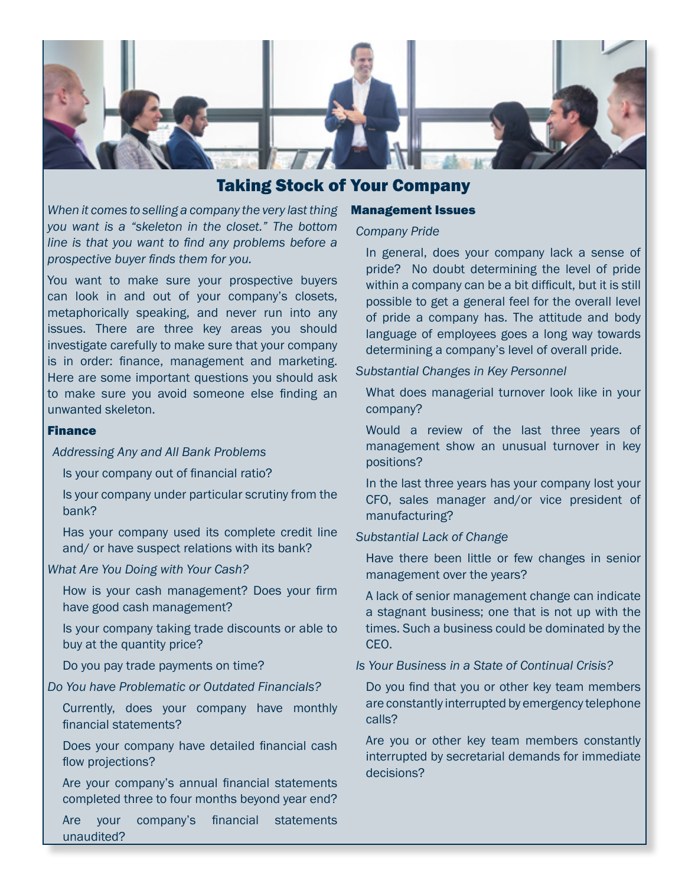# Taking Stock of Your Company

*When it comes to selling a company the very last thing you want is a "skeleton in the closet." The bottom line is that you want to find any problems before a prospective buyer finds them for you.*

You want to make sure your prospective buyers can look in and out of your company's closets, metaphorically speaking, and never run into any issues. There are three key areas you should investigate carefully to make sure that your company is in order: finance, management and marketing. Here are some important questions you should ask to make sure you avoid someone else finding an unwanted skeleton.

## Finance

*Addressing Any and All Bank Problems*

Is your company out of financial ratio?

Is your company under particular scrutiny from the bank?

Has your company used its complete credit line and/ or have suspect relations with its bank?

*What Are You Doing with Your Cash?*

How is your cash management? Does your firm have good cash management?

Is your company taking trade discounts or able to buy at the quantity price?

Do you pay trade payments on time?

*Do You have Problematic or Outdated Financials?*

Currently, does your company have monthly financial statements?

Does your company have detailed financial cash flow projections?

Are your company's annual financial statements completed three to four months beyond year end?

Are your company's financial statements unaudited?

## Management Issues

*Company Pride*

In general, does your company lack a sense of pride? No doubt determining the level of pride within a company can be a bit difficult, but it is still possible to get a general feel for the overall level of pride a company has. The attitude and body language of employees goes a long way towards determining a company's level of overall pride.

*Substantial Changes in Key Personnel*

What does managerial turnover look like in your company?

Would a review of the last three years of management show an unusual turnover in key positions?

In the last three years has your company lost your CFO, sales manager and/or vice president of manufacturing?

*Substantial Lack of Change*

Have there been little or few changes in senior management over the years?

A lack of senior management change can indicate a stagnant business; one that is not up with the times. Such a business could be dominated by the CEO.

*Is Your Business in a State of Continual Crisis?*

Do you find that you or other key team members are constantly interrupted by emergency telephone calls?

Are you or other key team members constantly interrupted by secretarial demands for immediate decisions?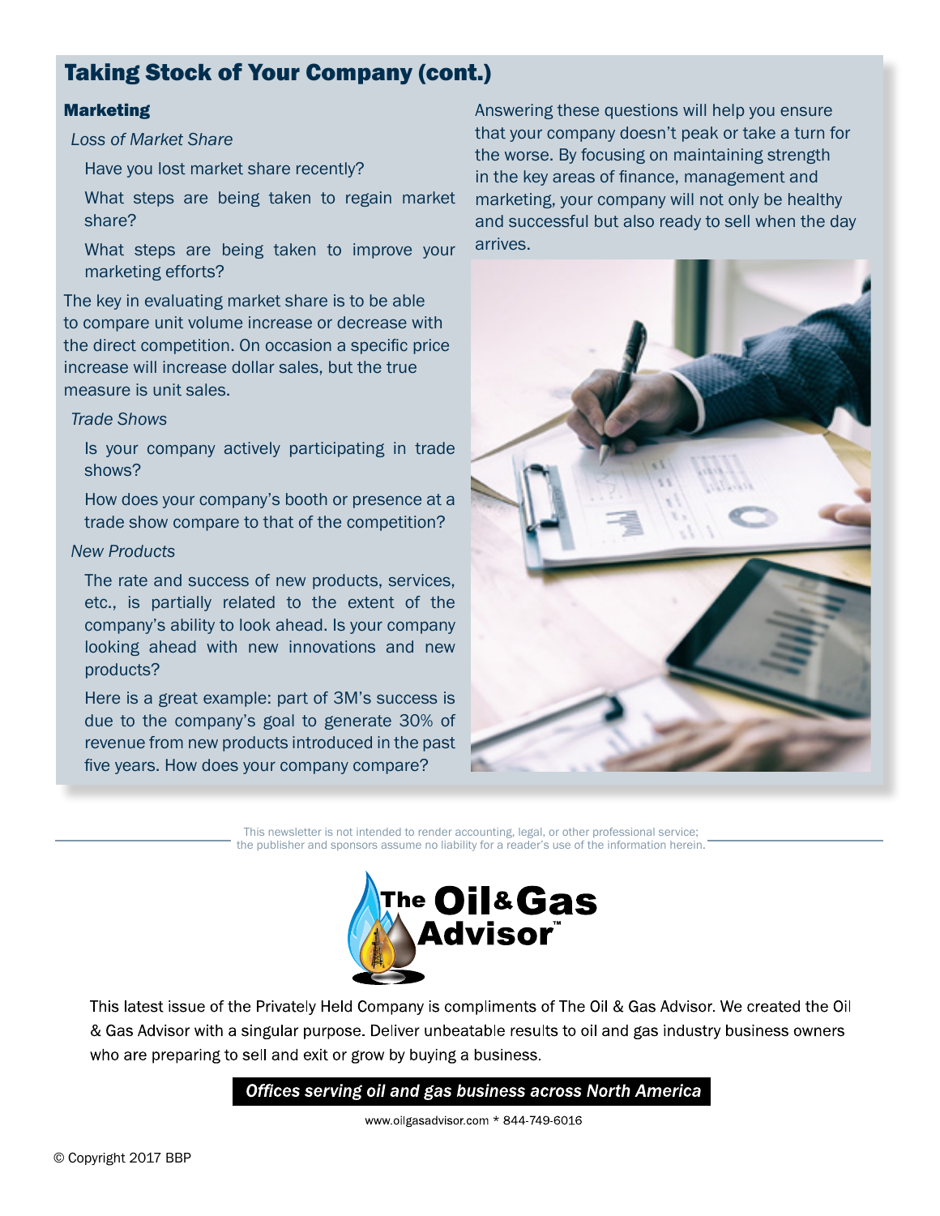## Taking Stock of Your Company (cont.)

### Marketing

*Loss of Market Share*

Have you lost market share recently?

What steps are being taken to regain market share?

What steps are being taken to improve your marketing efforts?

The key in evaluating market share is to be able to compare unit volume increase or decrease with the direct competition. On occasion a specific price increase will increase dollar sales, but the true measure is unit sales.

*Trade Shows*

Is your company actively participating in trade shows?

How does your company's booth or presence at a trade show compare to that of the competition?

*New Products*

The rate and success of new products, services, etc., is partially related to the extent of the company's ability to look ahead. Is your company looking ahead with new innovations and new products?

Here is a great example: part of 3M's success is due to the company's goal to generate 30% of revenue from new products introduced in the past five years. How does your company compare?

Answering these questions will help you ensure that your company doesn't peak or take a turn for the worse. By focusing on maintaining strength in the key areas of finance, management and marketing, your company will not only be healthy and successful but also ready to sell when the day arrives.

This newsletter is not intended to render accounting, legal, or other professional service; the publisher and sponsors assume no liability for a reader's use of the information herein.

The Oil & Gas Advisor™

This latest issue of the Privately Held Company is compliments of The Oil & Gas Advisor. We created the Oil & Gas Advisor with a singular purpose. Deliver unbeatable results to oil and gas industry business owners who are preparing to sell and exit or grow by buying a business.

***Offices serving oil and gas business across North America***

www.oilgasadvisor.com * 844-749-6016

© Copyright 2017 BBP